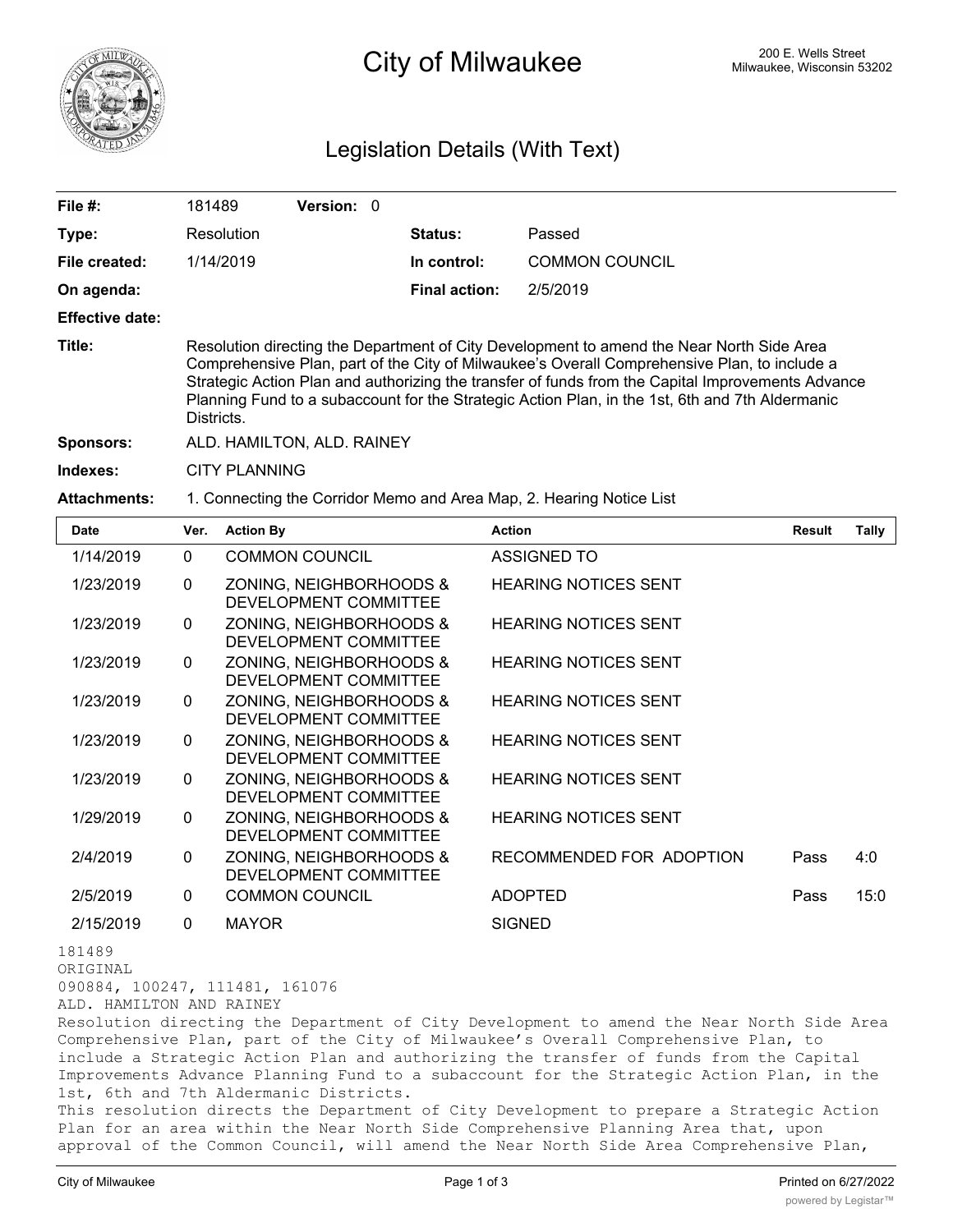# City of Milwaukee

200 E. Wells Street
Milwaukee, Wisconsin 53202

## Legislation Details (With Text)

| | | | |
|---|---|---|---|
| **File #:** | 181489 **Version:** 0 | | |
| **Type:** | Resolution | **Status:** | Passed |
| **File created:** | 1/14/2019 | **In control:** | COMMON COUNCIL |
| **On agenda:** | | **Final action:** | 2/5/2019 |
| **Effective date:** | | | |

**Title:** Resolution directing the Department of City Development to amend the Near North Side Area Comprehensive Plan, part of the City of Milwaukee's Overall Comprehensive Plan, to include a Strategic Action Plan and authorizing the transfer of funds from the Capital Improvements Advance Planning Fund to a subaccount for the Strategic Action Plan, in the 1st, 6th and 7th Aldermanic Districts.

**Sponsors:** ALD. HAMILTON, ALD. RAINEY

**Indexes:** CITY PLANNING

**Attachments:** 1. Connecting the Corridor Memo and Area Map, 2. Hearing Notice List

| Date | Ver. | Action By | Action | Result | Tally |
|---|---|---|---|---|---|
| 1/14/2019 | 0 | COMMON COUNCIL | ASSIGNED TO | | |
| 1/23/2019 | 0 | ZONING, NEIGHBORHOODS & DEVELOPMENT COMMITTEE | HEARING NOTICES SENT | | |
| 1/23/2019 | 0 | ZONING, NEIGHBORHOODS & DEVELOPMENT COMMITTEE | HEARING NOTICES SENT | | |
| 1/23/2019 | 0 | ZONING, NEIGHBORHOODS & DEVELOPMENT COMMITTEE | HEARING NOTICES SENT | | |
| 1/23/2019 | 0 | ZONING, NEIGHBORHOODS & DEVELOPMENT COMMITTEE | HEARING NOTICES SENT | | |
| 1/23/2019 | 0 | ZONING, NEIGHBORHOODS & DEVELOPMENT COMMITTEE | HEARING NOTICES SENT | | |
| 1/23/2019 | 0 | ZONING, NEIGHBORHOODS & DEVELOPMENT COMMITTEE | HEARING NOTICES SENT | | |
| 1/29/2019 | 0 | ZONING, NEIGHBORHOODS & DEVELOPMENT COMMITTEE | HEARING NOTICES SENT | | |
| 2/4/2019 | 0 | ZONING, NEIGHBORHOODS & DEVELOPMENT COMMITTEE | RECOMMENDED FOR ADOPTION | Pass | 4:0 |
| 2/5/2019 | 0 | COMMON COUNCIL | ADOPTED | Pass | 15:0 |
| 2/15/2019 | 0 | MAYOR | SIGNED | | |

181489
ORIGINAL
090884, 100247, 111481, 161076
ALD. HAMILTON AND RAINEY

Resolution directing the Department of City Development to amend the Near North Side Area Comprehensive Plan, part of the City of Milwaukee's Overall Comprehensive Plan, to include a Strategic Action Plan and authorizing the transfer of funds from the Capital Improvements Advance Planning Fund to a subaccount for the Strategic Action Plan, in the 1st, 6th and 7th Aldermanic Districts.

This resolution directs the Department of City Development to prepare a Strategic Action Plan for an area within the Near North Side Comprehensive Planning Area that, upon approval of the Common Council, will amend the Near North Side Area Comprehensive Plan,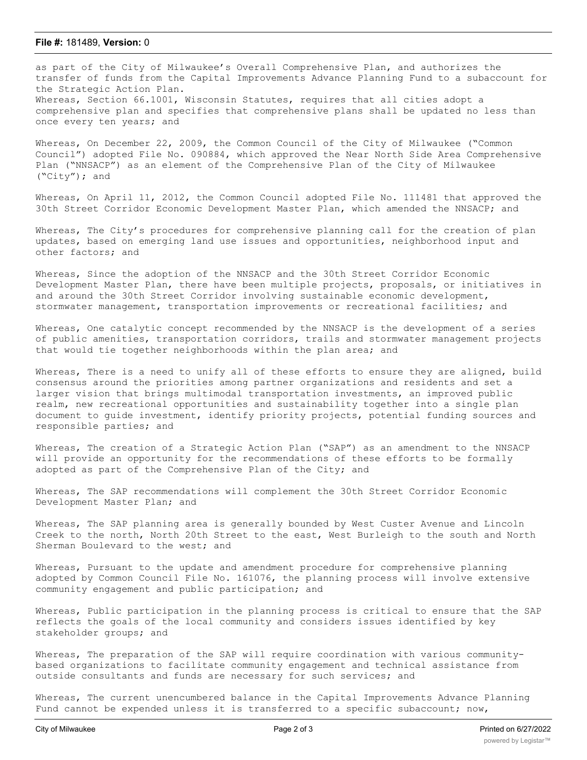as part of the City of Milwaukee's Overall Comprehensive Plan, and authorizes the transfer of funds from the Capital Improvements Advance Planning Fund to a subaccount for the Strategic Action Plan.

Whereas, Section 66.1001, Wisconsin Statutes, requires that all cities adopt a comprehensive plan and specifies that comprehensive plans shall be updated no less than once every ten years; and

Whereas, On December 22, 2009, the Common Council of the City of Milwaukee ("Common Council") adopted File No. 090884, which approved the Near North Side Area Comprehensive Plan ("NNSACP") as an element of the Comprehensive Plan of the City of Milwaukee ("City"); and

Whereas, On April 11, 2012, the Common Council adopted File No. 111481 that approved the 30th Street Corridor Economic Development Master Plan, which amended the NNSACP; and

Whereas, The City's procedures for comprehensive planning call for the creation of plan updates, based on emerging land use issues and opportunities, neighborhood input and other factors; and

Whereas, Since the adoption of the NNSACP and the 30th Street Corridor Economic Development Master Plan, there have been multiple projects, proposals, or initiatives in and around the 30th Street Corridor involving sustainable economic development, stormwater management, transportation improvements or recreational facilities; and

Whereas, One catalytic concept recommended by the NNSACP is the development of a series of public amenities, transportation corridors, trails and stormwater management projects that would tie together neighborhoods within the plan area; and

Whereas, There is a need to unify all of these efforts to ensure they are aligned, build consensus around the priorities among partner organizations and residents and set a larger vision that brings multimodal transportation investments, an improved public realm, new recreational opportunities and sustainability together into a single plan document to guide investment, identify priority projects, potential funding sources and responsible parties; and

Whereas, The creation of a Strategic Action Plan ("SAP") as an amendment to the NNSACP will provide an opportunity for the recommendations of these efforts to be formally adopted as part of the Comprehensive Plan of the City; and

Whereas, The SAP recommendations will complement the 30th Street Corridor Economic Development Master Plan; and

Whereas, The SAP planning area is generally bounded by West Custer Avenue and Lincoln Creek to the north, North 20th Street to the east, West Burleigh to the south and North Sherman Boulevard to the west; and

Whereas, Pursuant to the update and amendment procedure for comprehensive planning adopted by Common Council File No. 161076, the planning process will involve extensive community engagement and public participation; and

Whereas, Public participation in the planning process is critical to ensure that the SAP reflects the goals of the local community and considers issues identified by key stakeholder groups; and

Whereas, The preparation of the SAP will require coordination with various community-based organizations to facilitate community engagement and technical assistance from outside consultants and funds are necessary for such services; and

Whereas, The current unencumbered balance in the Capital Improvements Advance Planning Fund cannot be expended unless it is transferred to a specific subaccount; now,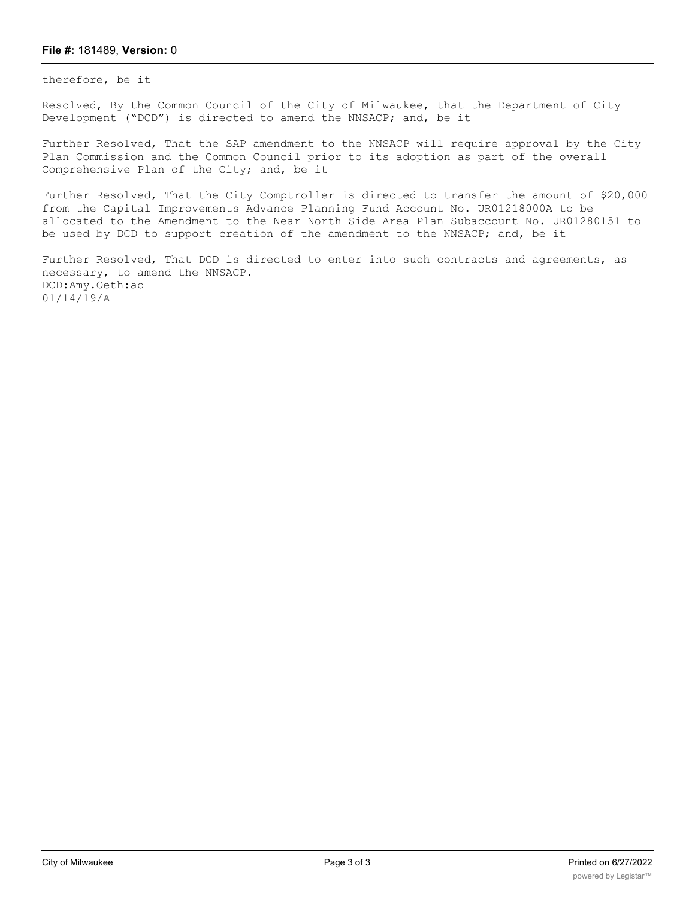therefore, be it

Resolved, By the Common Council of the City of Milwaukee, that the Department of City Development ("DCD") is directed to amend the NNSACP; and, be it

Further Resolved, That the SAP amendment to the NNSACP will require approval by the City Plan Commission and the Common Council prior to its adoption as part of the overall Comprehensive Plan of the City; and, be it

Further Resolved, That the City Comptroller is directed to transfer the amount of $20,000 from the Capital Improvements Advance Planning Fund Account No. UR01218000A to be allocated to the Amendment to the Near North Side Area Plan Subaccount No. UR01280151 to be used by DCD to support creation of the amendment to the NNSACP; and, be it

Further Resolved, That DCD is directed to enter into such contracts and agreements, as necessary, to amend the NNSACP.
DCD:Amy.Oeth:ao
01/14/19/A